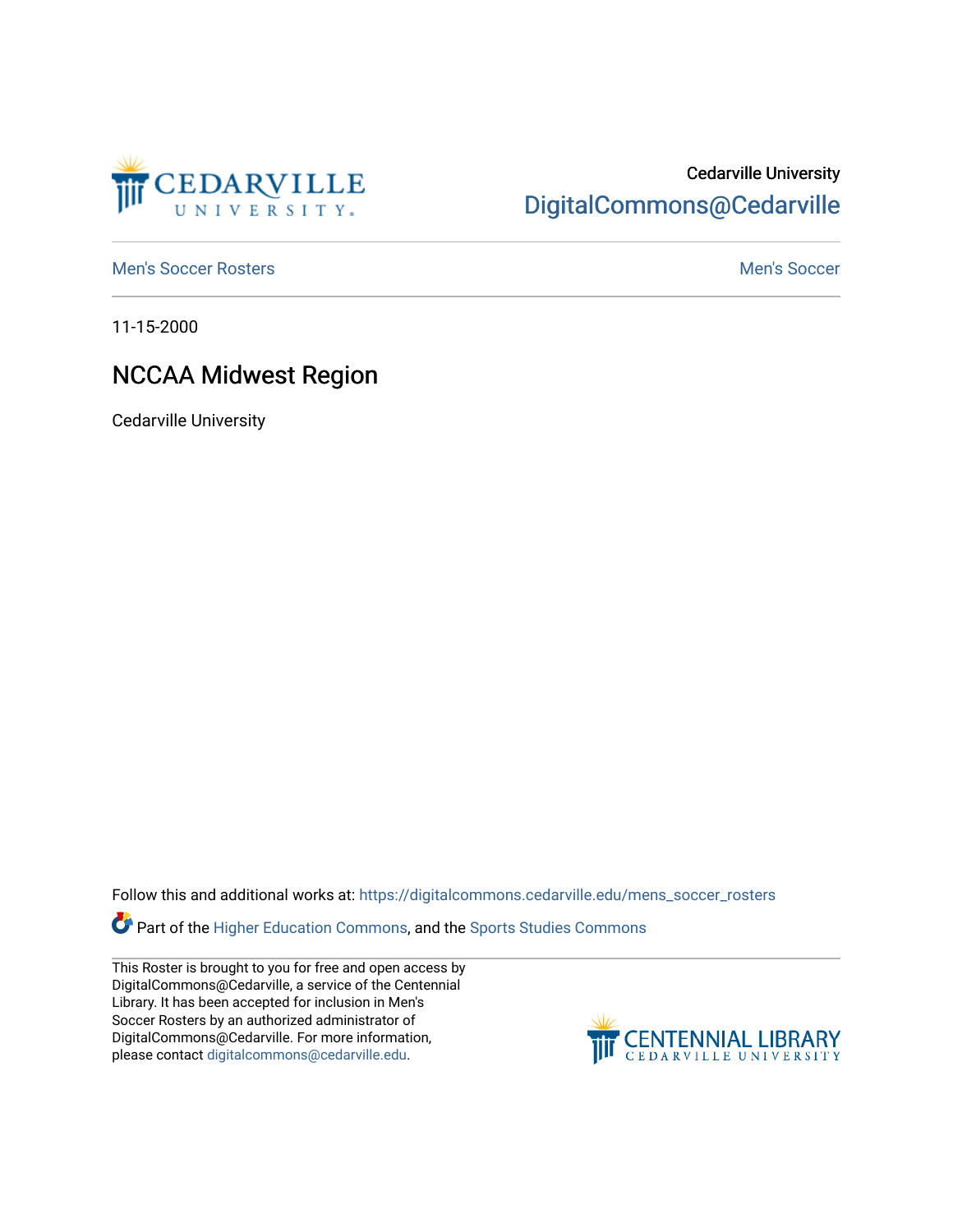Cedarville University

DigitalCommons@Cedarville

Men's Soccer Rosters

Men's Soccer

11-15-2000

# NCCAA Midwest Region

Cedarville University

Follow this and additional works at: https://digitalcommons.cedarville.edu/mens_soccer_rosters

Part of the Higher Education Commons, and the Sports Studies Commons

This Roster is brought to you for free and open access by DigitalCommons@Cedarville, a service of the Centennial Library. It has been accepted for inclusion in Men's Soccer Rosters by an authorized administrator of DigitalCommons@Cedarville. For more information, please contact digitalcommons@cedarville.edu.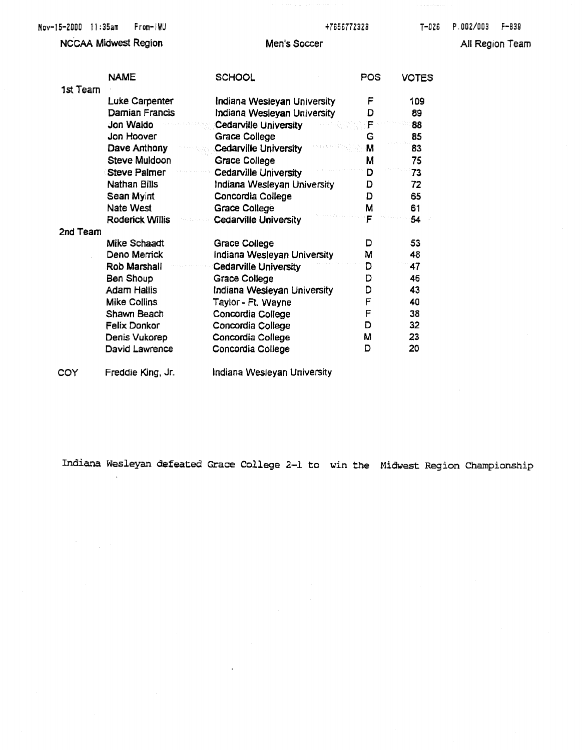NCCAA Midwest Region — Men's Soccer — All Region Team

| | NAME | SCHOOL | POS | VOTES |
|---|---|---|---|---|
| 1st Team | | | | |
| | Luke Carpenter | Indiana Wesleyan University | F | 109 |
| | Damian Francis | Indiana Wesleyan University | D | 89 |
| | Jon Waldo | Cedarville University | F | 88 |
| | Jon Hoover | Grace College | G | 85 |
| | Dave Anthony | Cedarville University | M | 83 |
| | Steve Muldoon | Grace College | M | 75 |
| | Steve Palmer | Cedarville University | D | 73 |
| | Nathan Bills | Indiana Wesleyan University | D | 72 |
| | Sean Myint | Concordia College | D | 65 |
| | Nate West | Grace College | M | 61 |
| | Roderick Willis | Cedarville University | F | 54 |
| 2nd Team | | | | |
| | Mike Schaadt | Grace College | D | 53 |
| | Deno Merrick | Indiana Wesleyan University | M | 48 |
| | Rob Marshall | Cedarville University | D | 47 |
| | Ben Shoup | Grace College | D | 46 |
| | Adam Hallis | Indiana Wesleyan University | D | 43 |
| | Mike Collins | Taylor - Ft. Wayne | F | 40 |
| | Shawn Beach | Concordia College | F | 38 |
| | Felix Donkor | Concordia College | D | 32 |
| | Denis Vukorep | Concordia College | M | 23 |
| | David Lawrence | Concordia College | D | 20 |
| COY | Freddie King, Jr. | Indiana Wesleyan University | | |

Indiana Wesleyan defeated Grace College 2-1 to win the Midwest Region Championship